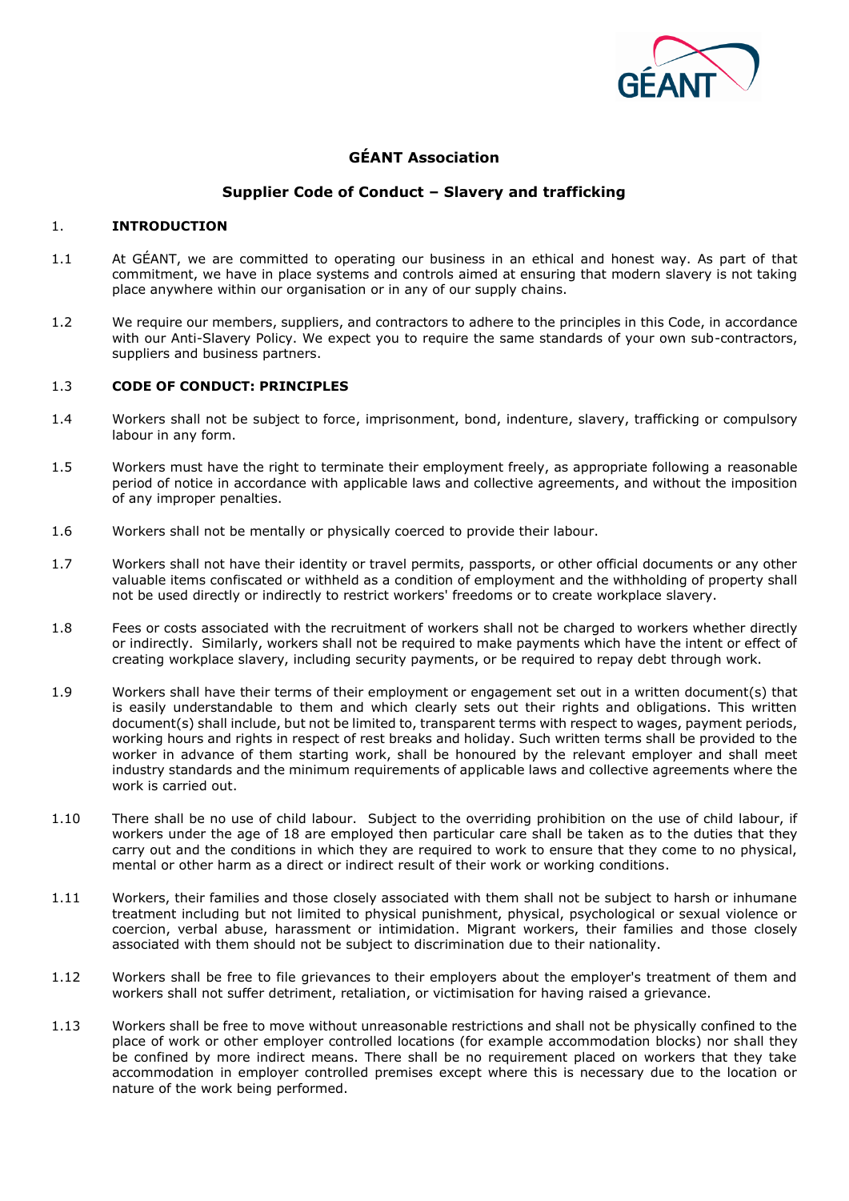# GÉANT Association

## Supplier Code of Conduct – Slavery and trafficking

1. **INTRODUCTION**

1.1 At GÉANT, we are committed to operating our business in an ethical and honest way. As part of that commitment, we have in place systems and controls aimed at ensuring that modern slavery is not taking place anywhere within our organisation or in any of our supply chains.

1.2 We require our members, suppliers, and contractors to adhere to the principles in this Code, in accordance with our Anti-Slavery Policy. We expect you to require the same standards of your own sub-contractors, suppliers and business partners.

1.3 **CODE OF CONDUCT: PRINCIPLES**

1.4 Workers shall not be subject to force, imprisonment, bond, indenture, slavery, trafficking or compulsory labour in any form.

1.5 Workers must have the right to terminate their employment freely, as appropriate following a reasonable period of notice in accordance with applicable laws and collective agreements, and without the imposition of any improper penalties.

1.6 Workers shall not be mentally or physically coerced to provide their labour.

1.7 Workers shall not have their identity or travel permits, passports, or other official documents or any other valuable items confiscated or withheld as a condition of employment and the withholding of property shall not be used directly or indirectly to restrict workers' freedoms or to create workplace slavery.

1.8 Fees or costs associated with the recruitment of workers shall not be charged to workers whether directly or indirectly. Similarly, workers shall not be required to make payments which have the intent or effect of creating workplace slavery, including security payments, or be required to repay debt through work.

1.9 Workers shall have their terms of their employment or engagement set out in a written document(s) that is easily understandable to them and which clearly sets out their rights and obligations. This written document(s) shall include, but not be limited to, transparent terms with respect to wages, payment periods, working hours and rights in respect of rest breaks and holiday. Such written terms shall be provided to the worker in advance of them starting work, shall be honoured by the relevant employer and shall meet industry standards and the minimum requirements of applicable laws and collective agreements where the work is carried out.

1.10 There shall be no use of child labour. Subject to the overriding prohibition on the use of child labour, if workers under the age of 18 are employed then particular care shall be taken as to the duties that they carry out and the conditions in which they are required to work to ensure that they come to no physical, mental or other harm as a direct or indirect result of their work or working conditions.

1.11 Workers, their families and those closely associated with them shall not be subject to harsh or inhumane treatment including but not limited to physical punishment, physical, psychological or sexual violence or coercion, verbal abuse, harassment or intimidation. Migrant workers, their families and those closely associated with them should not be subject to discrimination due to their nationality.

1.12 Workers shall be free to file grievances to their employers about the employer's treatment of them and workers shall not suffer detriment, retaliation, or victimisation for having raised a grievance.

1.13 Workers shall be free to move without unreasonable restrictions and shall not be physically confined to the place of work or other employer controlled locations (for example accommodation blocks) nor shall they be confined by more indirect means. There shall be no requirement placed on workers that they take accommodation in employer controlled premises except where this is necessary due to the location or nature of the work being performed.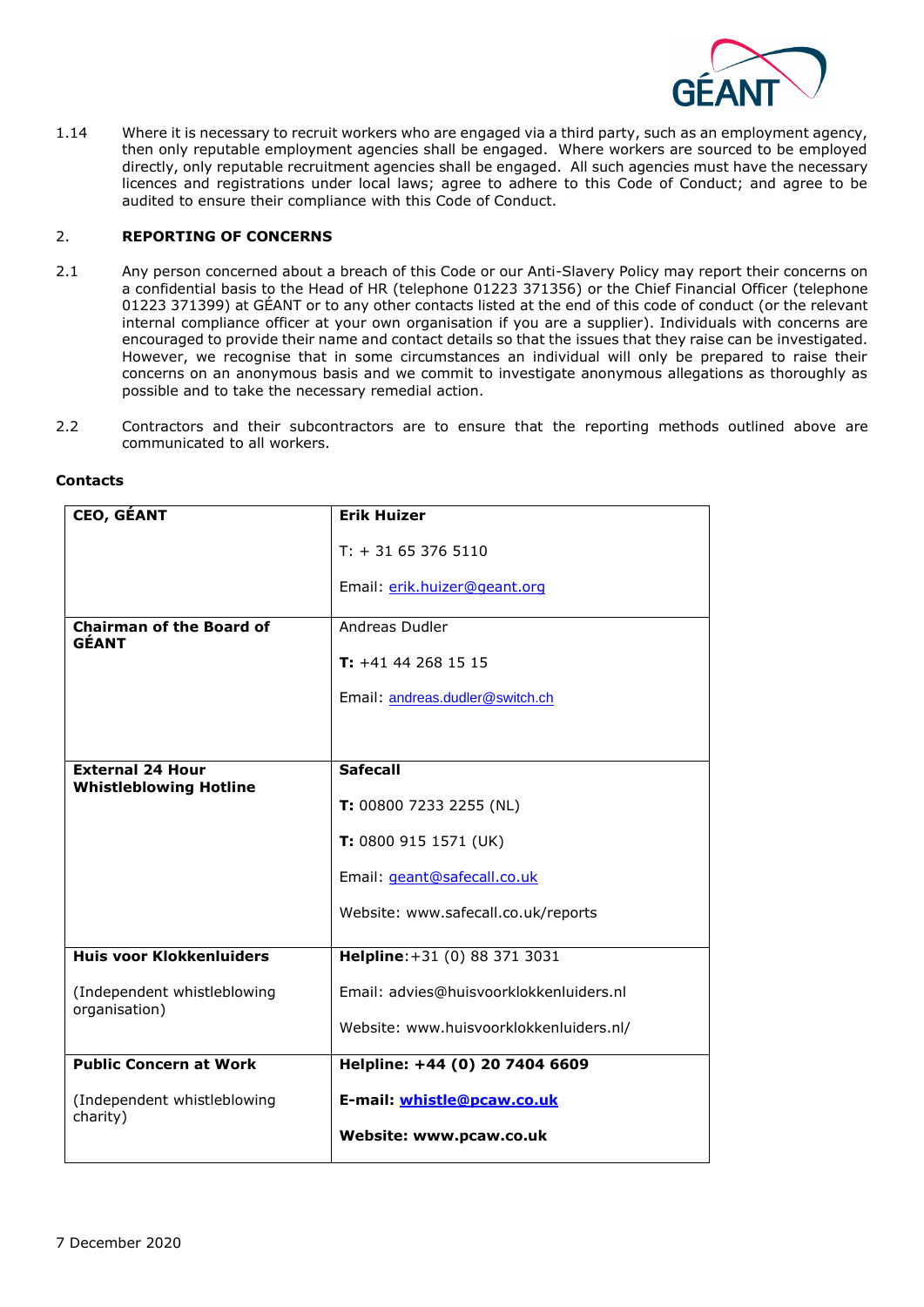1.14 Where it is necessary to recruit workers who are engaged via a third party, such as an employment agency, then only reputable employment agencies shall be engaged. Where workers are sourced to be employed directly, only reputable recruitment agencies shall be engaged. All such agencies must have the necessary licences and registrations under local laws; agree to adhere to this Code of Conduct; and agree to be audited to ensure their compliance with this Code of Conduct.

## 2. REPORTING OF CONCERNS

2.1 Any person concerned about a breach of this Code or our Anti-Slavery Policy may report their concerns on a confidential basis to the Head of HR (telephone 01223 371356) or the Chief Financial Officer (telephone 01223 371399) at GÉANT or to any other contacts listed at the end of this code of conduct (or the relevant internal compliance officer at your own organisation if you are a supplier). Individuals with concerns are encouraged to provide their name and contact details so that the issues that they raise can be investigated. However, we recognise that in some circumstances an individual will only be prepared to raise their concerns on an anonymous basis and we commit to investigate anonymous allegations as thoroughly as possible and to take the necessary remedial action.

2.2 Contractors and their subcontractors are to ensure that the reporting methods outlined above are communicated to all workers.

**Contacts**

| | |
|---|---|
| **CEO, GÉANT** | **Erik Huizer**<br><br>T: + 31 65 376 5110<br><br>Email: erik.huizer@geant.org |
| **Chairman of the Board of GÉANT** | Andreas Dudler<br><br>**T:** +41 44 268 15 15<br><br>Email: andreas.dudler@switch.ch |
| **External 24 Hour Whistleblowing Hotline** | **Safecall**<br><br>**T:** 00800 7233 2255 (NL)<br><br>**T:** 0800 915 1571 (UK)<br><br>Email: geant@safecall.co.uk<br><br>Website: www.safecall.co.uk/reports |
| **Huis voor Klokkenluiders**<br><br>(Independent whistleblowing organisation) | **Helpline**:+31 (0) 88 371 3031<br><br>Email: advies@huisvoorklokkenluiders.nl<br><br>Website: www.huisvoorklokkenluiders.nl/ |
| **Public Concern at Work**<br><br>(Independent whistleblowing charity) | **Helpline: +44 (0) 20 7404 6609**<br><br>**E-mail: whistle@pcaw.co.uk**<br><br>**Website: www.pcaw.co.uk** |

7 December 2020